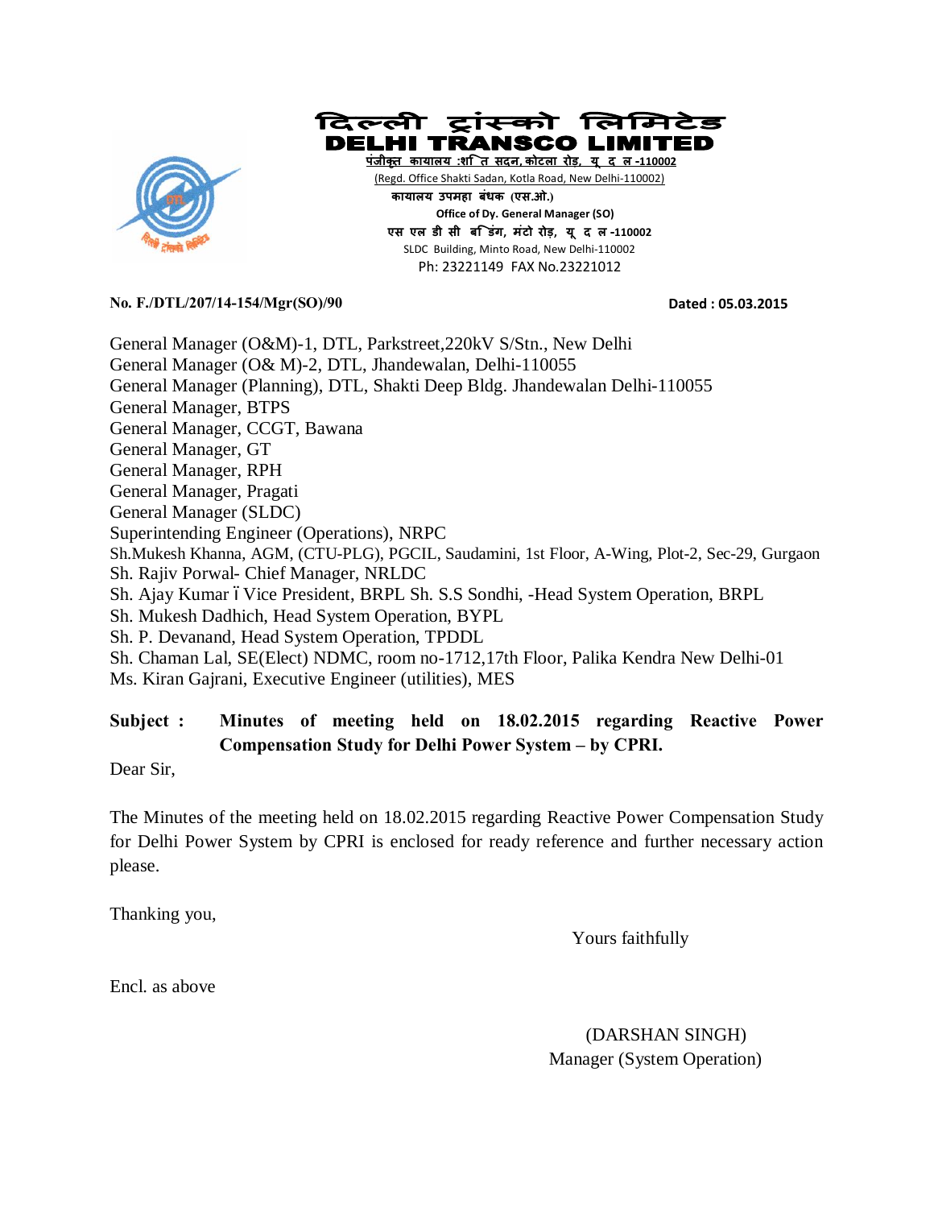# दिल्ली ट्रांस्को लिमिटेड

# DELHI TRANSCO LIMITED

पंजीकृत कार्यालय :शक्ति सदन, कोटला रोड, नई दिल्ली -110002

(Regd. Office Shakti Sadan, Kotla Road, New Delhi-110002)

कार्यालय उपमहाप्रबंधक (एस.ओ.)

**Office of Dy. General Manager (SO)**

एस एल डी सी बिल्डिंग, मिंटो रोड, नई दिल्ली -110002

SLDC Building, Minto Road, New Delhi-110002

Ph: 23221149 FAX No.23221012

**No. F./DTL/207/14-154/Mgr(SO)/90** **Dated : 05.03.2015**

General Manager (O&M)-1, DTL, Parkstreet,220kV S/Stn., New Delhi
General Manager (O& M)-2, DTL, Jhandewalan, Delhi-110055
General Manager (Planning), DTL, Shakti Deep Bldg. Jhandewalan Delhi-110055
General Manager, BTPS
General Manager, CCGT, Bawana
General Manager, GT
General Manager, RPH
General Manager, Pragati
General Manager (SLDC)
Superintending Engineer (Operations), NRPC
Sh.Mukesh Khanna, AGM, (CTU-PLG), PGCIL, Saudamini, 1st Floor, A-Wing, Plot-2, Sec-29, Gurgaon
Sh. Rajiv Porwal- Chief Manager, NRLDC
Sh. Ajay Kumar – Vice President, BRPL Sh. S.S Sondhi, -Head System Operation, BRPL
Sh. Mukesh Dadhich, Head System Operation, BYPL
Sh. P. Devanand, Head System Operation, TPDDL
Sh. Chaman Lal, SE(Elect) NDMC, room no-1712,17th Floor, Palika Kendra New Delhi-01
Ms. Kiran Gajrani, Executive Engineer (utilities), MES

**Subject : Minutes of meeting held on 18.02.2015 regarding Reactive Power Compensation Study for Delhi Power System – by CPRI.**

Dear Sir,

The Minutes of the meeting held on 18.02.2015 regarding Reactive Power Compensation Study for Delhi Power System by CPRI is enclosed for ready reference and further necessary action please.

Thanking you,

Yours faithfully

Encl. as above

(DARSHAN SINGH)
Manager (System Operation)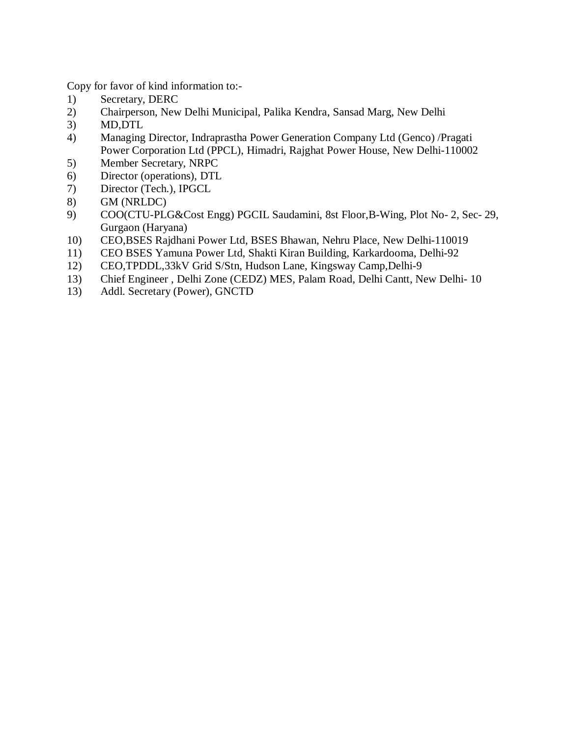Copy for favor of kind information to:-

1) Secretary, DERC
2) Chairperson, New Delhi Municipal, Palika Kendra, Sansad Marg, New Delhi
3) MD,DTL
4) Managing Director, Indraprastha Power Generation Company Ltd (Genco) /Pragati Power Corporation Ltd (PPCL), Himadri, Rajghat Power House, New Delhi-110002
5) Member Secretary, NRPC
6) Director (operations), DTL
7) Director (Tech.), IPGCL
8) GM (NRLDC)
9) COO(CTU-PLG&Cost Engg) PGCIL Saudamini, 8st Floor,B-Wing, Plot No- 2, Sec- 29, Gurgaon (Haryana)
10) CEO,BSES Rajdhani Power Ltd, BSES Bhawan, Nehru Place, New Delhi-110019
11) CEO BSES Yamuna Power Ltd, Shakti Kiran Building, Karkardooma, Delhi-92
12) CEO,TPDDL,33kV Grid S/Stn, Hudson Lane, Kingsway Camp,Delhi-9
13) Chief Engineer , Delhi Zone (CEDZ) MES, Palam Road, Delhi Cantt, New Delhi- 10
13) Addl. Secretary (Power), GNCTD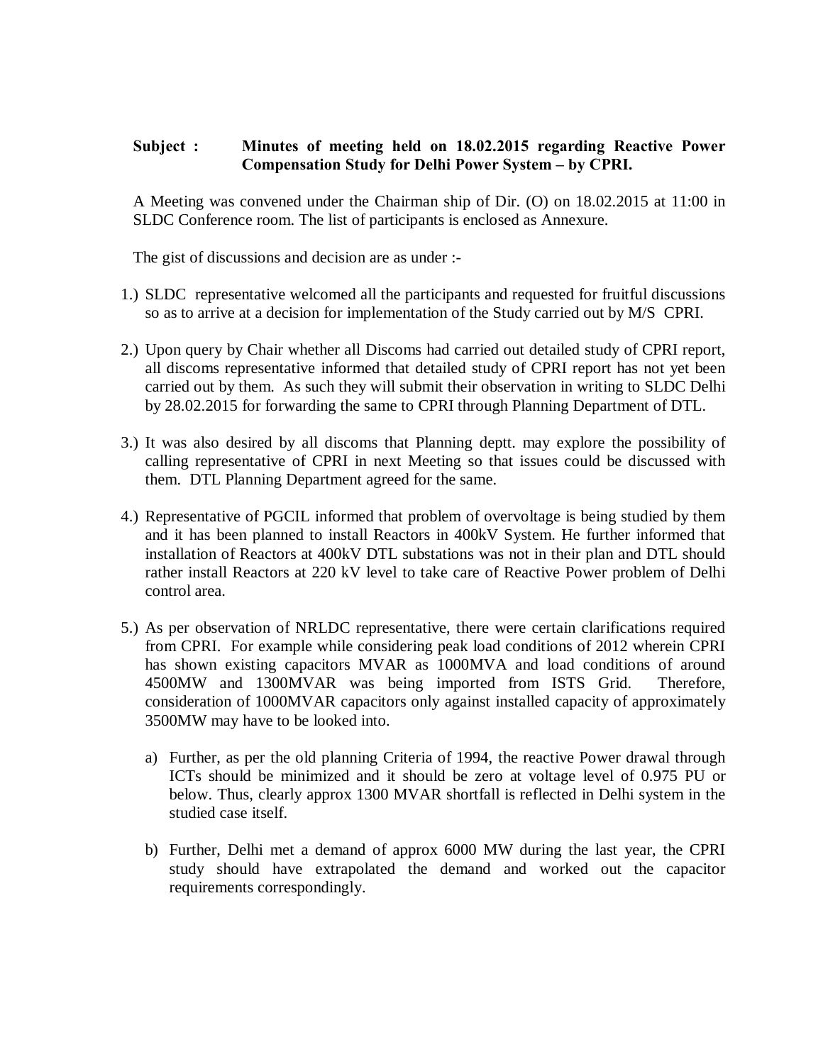**Subject : Minutes of meeting held on 18.02.2015 regarding Reactive Power Compensation Study for Delhi Power System – by CPRI.**

A Meeting was convened under the Chairman ship of Dir. (O) on 18.02.2015 at 11:00 in SLDC Conference room. The list of participants is enclosed as Annexure.

The gist of discussions and decision are as under :-

1.) SLDC representative welcomed all the participants and requested for fruitful discussions so as to arrive at a decision for implementation of the Study carried out by M/S CPRI.

2.) Upon query by Chair whether all Discoms had carried out detailed study of CPRI report, all discoms representative informed that detailed study of CPRI report has not yet been carried out by them. As such they will submit their observation in writing to SLDC Delhi by 28.02.2015 for forwarding the same to CPRI through Planning Department of DTL.

3.) It was also desired by all discoms that Planning deptt. may explore the possibility of calling representative of CPRI in next Meeting so that issues could be discussed with them. DTL Planning Department agreed for the same.

4.) Representative of PGCIL informed that problem of overvoltage is being studied by them and it has been planned to install Reactors in 400kV System. He further informed that installation of Reactors at 400kV DTL substations was not in their plan and DTL should rather install Reactors at 220 kV level to take care of Reactive Power problem of Delhi control area.

5.) As per observation of NRLDC representative, there were certain clarifications required from CPRI. For example while considering peak load conditions of 2012 wherein CPRI has shown existing capacitors MVAR as 1000MVA and load conditions of around 4500MW and 1300MVAR was being imported from ISTS Grid. Therefore, consideration of 1000MVAR capacitors only against installed capacity of approximately 3500MW may have to be looked into.

   a) Further, as per the old planning Criteria of 1994, the reactive Power drawal through ICTs should be minimized and it should be zero at voltage level of 0.975 PU or below. Thus, clearly approx 1300 MVAR shortfall is reflected in Delhi system in the studied case itself.

   b) Further, Delhi met a demand of approx 6000 MW during the last year, the CPRI study should have extrapolated the demand and worked out the capacitor requirements correspondingly.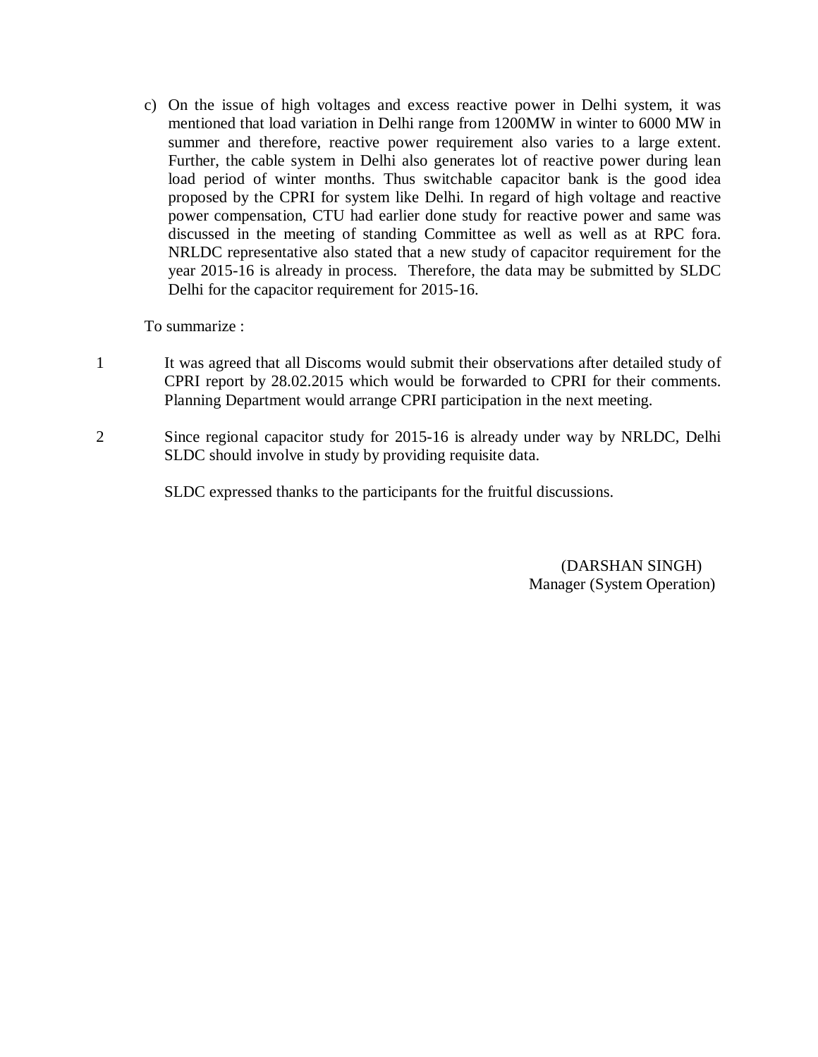c) On the issue of high voltages and excess reactive power in Delhi system, it was mentioned that load variation in Delhi range from 1200MW in winter to 6000 MW in summer and therefore, reactive power requirement also varies to a large extent. Further, the cable system in Delhi also generates lot of reactive power during lean load period of winter months. Thus switchable capacitor bank is the good idea proposed by the CPRI for system like Delhi. In regard of high voltage and reactive power compensation, CTU had earlier done study for reactive power and same was discussed in the meeting of standing Committee as well as well as at RPC fora. NRLDC representative also stated that a new study of capacitor requirement for the year 2015-16 is already in process. Therefore, the data may be submitted by SLDC Delhi for the capacitor requirement for 2015-16.

To summarize :

1. It was agreed that all Discoms would submit their observations after detailed study of CPRI report by 28.02.2015 which would be forwarded to CPRI for their comments. Planning Department would arrange CPRI participation in the next meeting.

2. Since regional capacitor study for 2015-16 is already under way by NRLDC, Delhi SLDC should involve in study by providing requisite data.

SLDC expressed thanks to the participants for the fruitful discussions.

(DARSHAN SINGH)
Manager (System Operation)